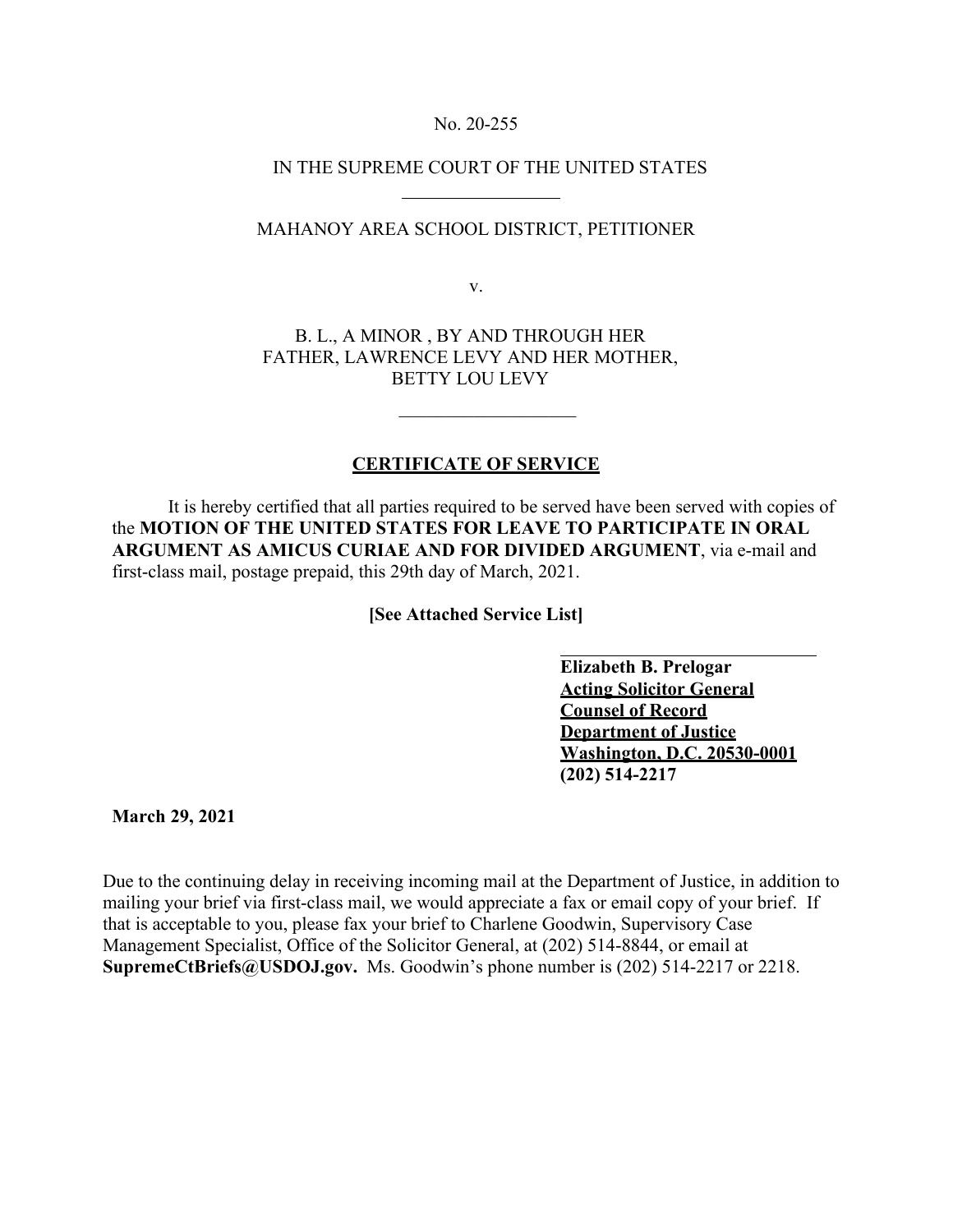No. 20-255

IN THE SUPREME COURT OF THE UNITED STATES

---

MAHANOY AREA SCHOOL DISTRICT, PETITIONER

v.

B. L., A MINOR , BY AND THROUGH HER FATHER, LAWRENCE LEVY AND HER MOTHER, BETTY LOU LEVY

---

## CERTIFICATE OF SERVICE

It is hereby certified that all parties required to be served have been served with copies of the **MOTION OF THE UNITED STATES FOR LEAVE TO PARTICIPATE IN ORAL ARGUMENT AS AMICUS CURIAE AND FOR DIVIDED ARGUMENT**, via e-mail and first-class mail, postage prepaid, this 29th day of March, 2021.

**[See Attached Service List]**

**Elizabeth B. Prelogar**
**Acting Solicitor General**
**Counsel of Record**
**Department of Justice**
**Washington, D.C. 20530-0001**
**(202) 514-2217**

**March 29, 2021**

Due to the continuing delay in receiving incoming mail at the Department of Justice, in addition to mailing your brief via first-class mail, we would appreciate a fax or email copy of your brief. If that is acceptable to you, please fax your brief to Charlene Goodwin, Supervisory Case Management Specialist, Office of the Solicitor General, at (202) 514-8844, or email at **SupremeCtBriefs@USDOJ.gov.** Ms. Goodwin's phone number is (202) 514-2217 or 2218.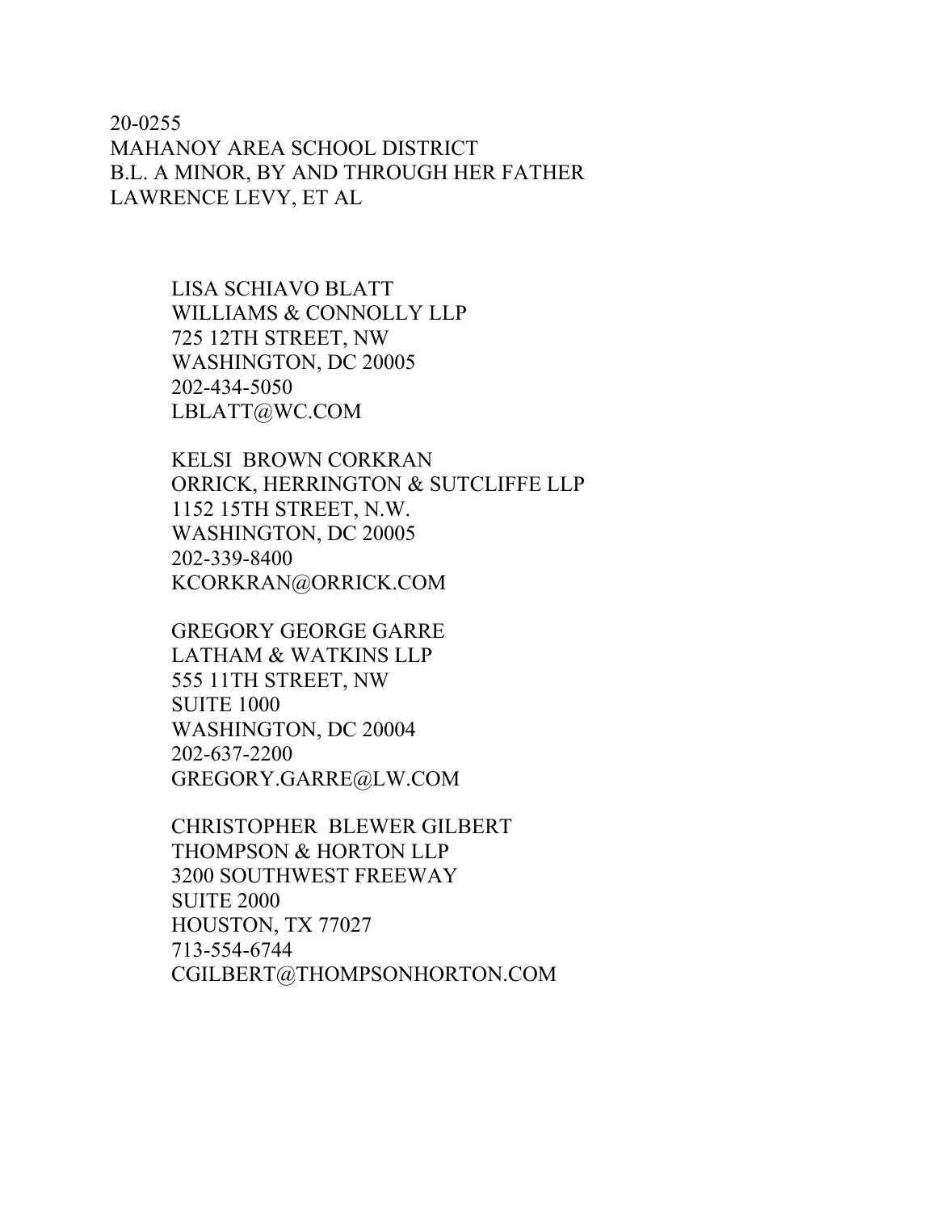20-0255
MAHANOY AREA SCHOOL DISTRICT
B.L. A MINOR, BY AND THROUGH HER FATHER
LAWRENCE LEVY, ET AL

LISA SCHIAVO BLATT
WILLIAMS & CONNOLLY LLP
725 12TH STREET, NW
WASHINGTON, DC 20005
202-434-5050
LBLATT@WC.COM

KELSI BROWN CORKRAN
ORRICK, HERRINGTON & SUTCLIFFE LLP
1152 15TH STREET, N.W.
WASHINGTON, DC 20005
202-339-8400
KCORKRAN@ORRICK.COM

GREGORY GEORGE GARRE
LATHAM & WATKINS LLP
555 11TH STREET, NW
SUITE 1000
WASHINGTON, DC 20004
202-637-2200
GREGORY.GARRE@LW.COM

CHRISTOPHER BLEWER GILBERT
THOMPSON & HORTON LLP
3200 SOUTHWEST FREEWAY
SUITE 2000
HOUSTON, TX 77027
713-554-6744
CGILBERT@THOMPSONHORTON.COM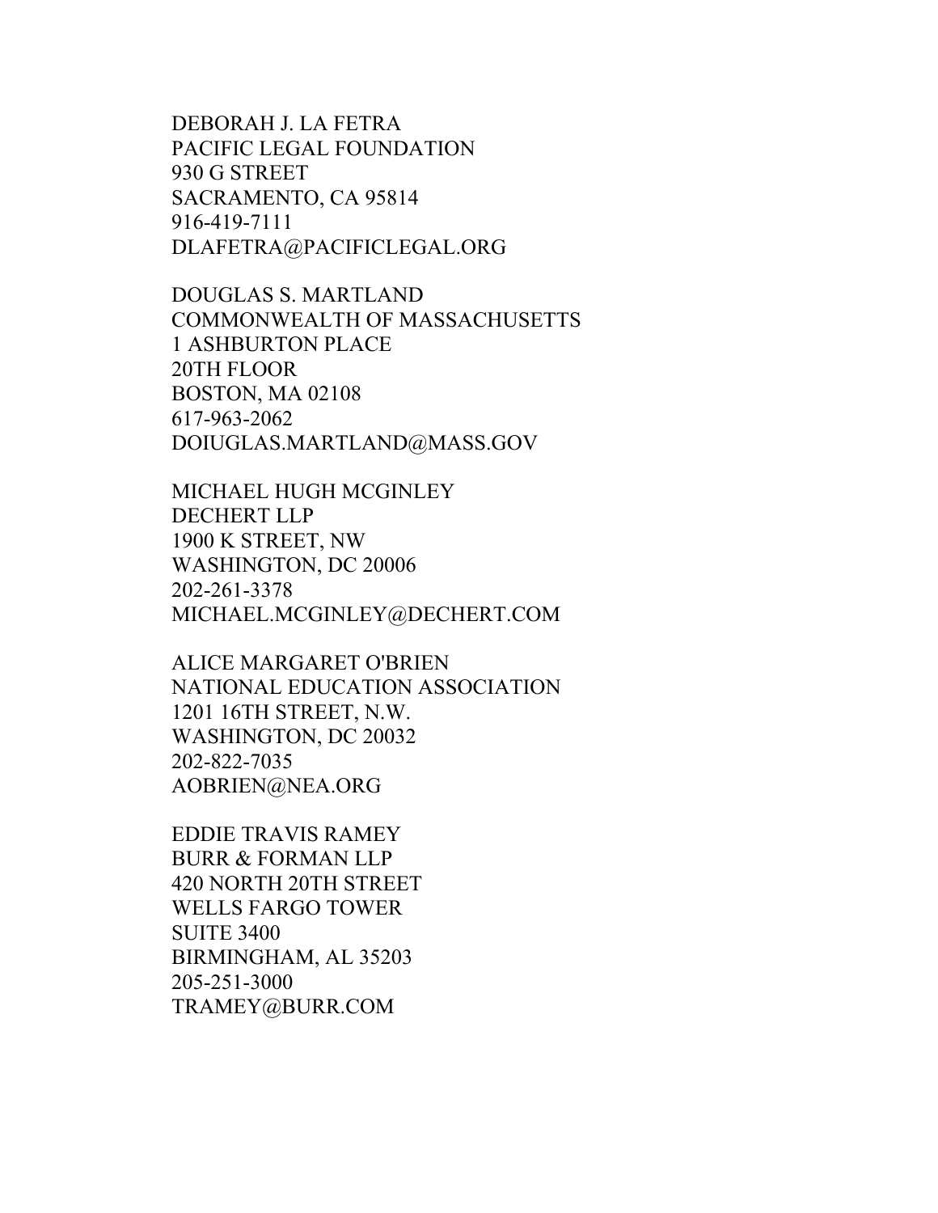DEBORAH J. LA FETRA
PACIFIC LEGAL FOUNDATION
930 G STREET
SACRAMENTO, CA 95814
916-419-7111
DLAFETRA@PACIFICLEGAL.ORG

DOUGLAS S. MARTLAND
COMMONWEALTH OF MASSACHUSETTS
1 ASHBURTON PLACE
20TH FLOOR
BOSTON, MA 02108
617-963-2062
DOIUGLAS.MARTLAND@MASS.GOV

MICHAEL HUGH MCGINLEY
DECHERT LLP
1900 K STREET, NW
WASHINGTON, DC 20006
202-261-3378
MICHAEL.MCGINLEY@DECHERT.COM

ALICE MARGARET O'BRIEN
NATIONAL EDUCATION ASSOCIATION
1201 16TH STREET, N.W.
WASHINGTON, DC 20032
202-822-7035
AOBRIEN@NEA.ORG

EDDIE TRAVIS RAMEY
BURR & FORMAN LLP
420 NORTH 20TH STREET
WELLS FARGO TOWER
SUITE 3400
BIRMINGHAM, AL 35203
205-251-3000
TRAMEY@BURR.COM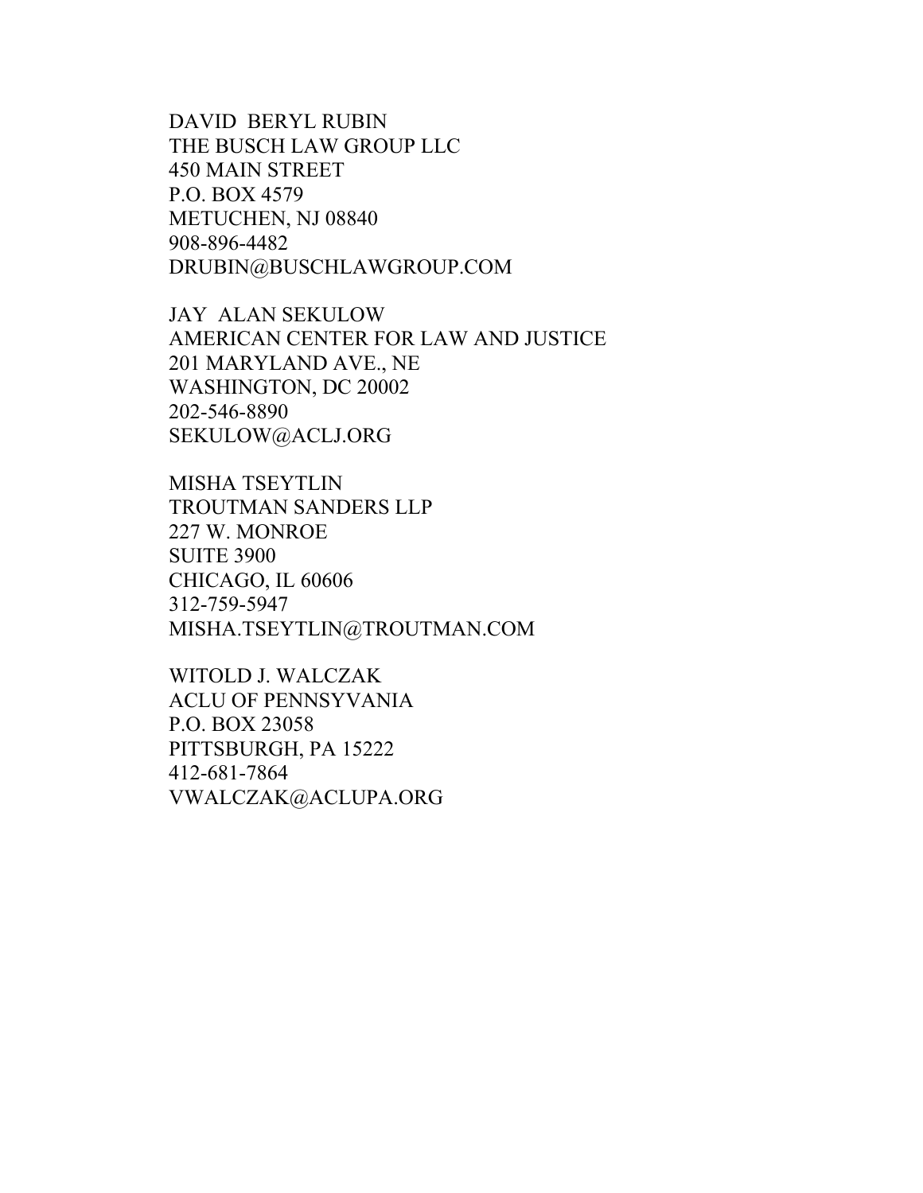DAVID  BERYL RUBIN
THE BUSCH LAW GROUP LLC
450 MAIN STREET
P.O. BOX 4579
METUCHEN, NJ 08840
908-896-4482
DRUBIN@BUSCHLAWGROUP.COM

JAY  ALAN SEKULOW
AMERICAN CENTER FOR LAW AND JUSTICE
201 MARYLAND AVE., NE
WASHINGTON, DC 20002
202-546-8890
SEKULOW@ACLJ.ORG

MISHA TSEYTLIN
TROUTMAN SANDERS LLP
227 W. MONROE
SUITE 3900
CHICAGO, IL 60606
312-759-5947
MISHA.TSEYTLIN@TROUTMAN.COM

WITOLD J. WALCZAK
ACLU OF PENNSYVANIA
P.O. BOX 23058
PITTSBURGH, PA 15222
412-681-7864
VWALCZAK@ACLUPA.ORG